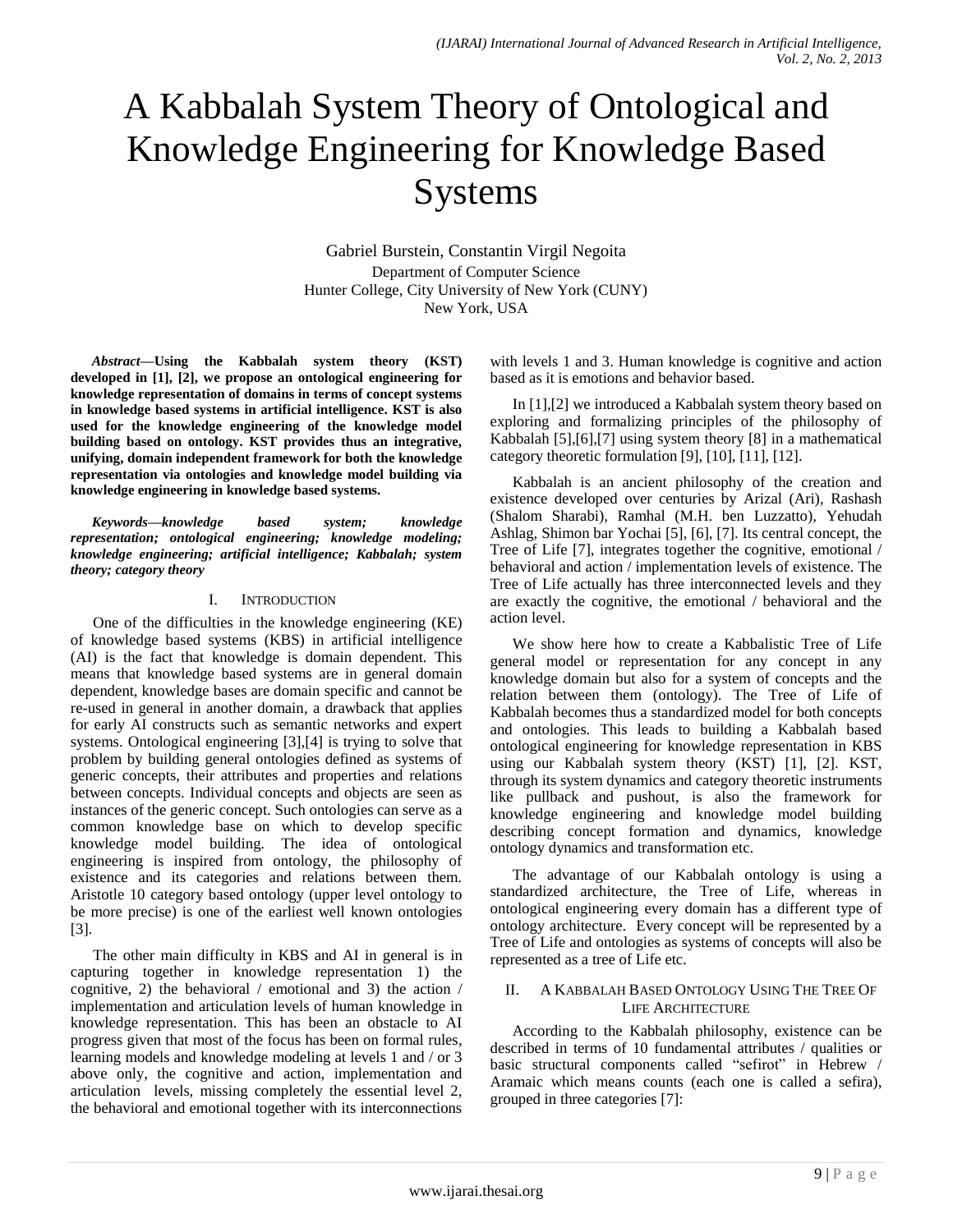# A Kabbalah System Theory of Ontological and Knowledge Engineering for Knowledge Based Systems

Gabriel Burstein, Constantin Virgil Negoita
Department of Computer Science
Hunter College, City University of New York (CUNY)
New York, USA

***Abstract*—Using the Kabbalah system theory (KST) developed in [1], [2], we propose an ontological engineering for knowledge representation of domains in terms of concept systems in knowledge based systems in artificial intelligence. KST is also used for the knowledge engineering of the knowledge model building based on ontology. KST provides thus an integrative, unifying, domain independent framework for both the knowledge representation via ontologies and knowledge model building via knowledge engineering in knowledge based systems.**

***Keywords—knowledge based system; knowledge representation; ontological engineering; knowledge modeling; knowledge engineering; artificial intelligence; Kabbalah; system theory; category theory***

## I. Introduction

One of the difficulties in the knowledge engineering (KE) of knowledge based systems (KBS) in artificial intelligence (AI) is the fact that knowledge is domain dependent. This means that knowledge based systems are in general domain dependent, knowledge bases are domain specific and cannot be re-used in general in another domain, a drawback that applies for early AI constructs such as semantic networks and expert systems. Ontological engineering [3],[4] is trying to solve that problem by building general ontologies defined as systems of generic concepts, their attributes and properties and relations between concepts. Individual concepts and objects are seen as instances of the generic concept. Such ontologies can serve as a common knowledge base on which to develop specific knowledge model building. The idea of ontological engineering is inspired from ontology, the philosophy of existence and its categories and relations between them. Aristotle 10 category based ontology (upper level ontology to be more precise) is one of the earliest well known ontologies [3].

The other main difficulty in KBS and AI in general is in capturing together in knowledge representation 1) the cognitive, 2) the behavioral / emotional and 3) the action / implementation and articulation levels of human knowledge in knowledge representation. This has been an obstacle to AI progress given that most of the focus has been on formal rules, learning models and knowledge modeling at levels 1 and / or 3 above only, the cognitive and action, implementation and articulation levels, missing completely the essential level 2, the behavioral and emotional together with its interconnections with levels 1 and 3. Human knowledge is cognitive and action based as it is emotions and behavior based.

In [1],[2] we introduced a Kabbalah system theory based on exploring and formalizing principles of the philosophy of Kabbalah [5],[6],[7] using system theory [8] in a mathematical category theoretic formulation [9], [10], [11], [12].

Kabbalah is an ancient philosophy of the creation and existence developed over centuries by Arizal (Ari), Rashash (Shalom Sharabi), Ramhal (M.H. ben Luzzatto), Yehudah Ashlag, Shimon bar Yochai [5], [6], [7]. Its central concept, the Tree of Life [7], integrates together the cognitive, emotional / behavioral and action / implementation levels of existence. The Tree of Life actually has three interconnected levels and they are exactly the cognitive, the emotional / behavioral and the action level.

We show here how to create a Kabbalistic Tree of Life general model or representation for any concept in any knowledge domain but also for a system of concepts and the relation between them (ontology). The Tree of Life of Kabbalah becomes thus a standardized model for both concepts and ontologies. This leads to building a Kabbalah based ontological engineering for knowledge representation in KBS using our Kabbalah system theory (KST) [1], [2]. KST, through its system dynamics and category theoretic instruments like pullback and pushout, is also the framework for knowledge engineering and knowledge model building describing concept formation and dynamics, knowledge ontology dynamics and transformation etc.

The advantage of our Kabbalah ontology is using a standardized architecture, the Tree of Life, whereas in ontological engineering every domain has a different type of ontology architecture. Every concept will be represented by a Tree of Life and ontologies as systems of concepts will also be represented as a tree of Life etc.

## II. A Kabbalah Based Ontology Using The Tree Of Life Architecture

According to the Kabbalah philosophy, existence can be described in terms of 10 fundamental attributes / qualities or basic structural components called “sefirot” in Hebrew / Aramaic which means counts (each one is called a sefira), grouped in three categories [7]: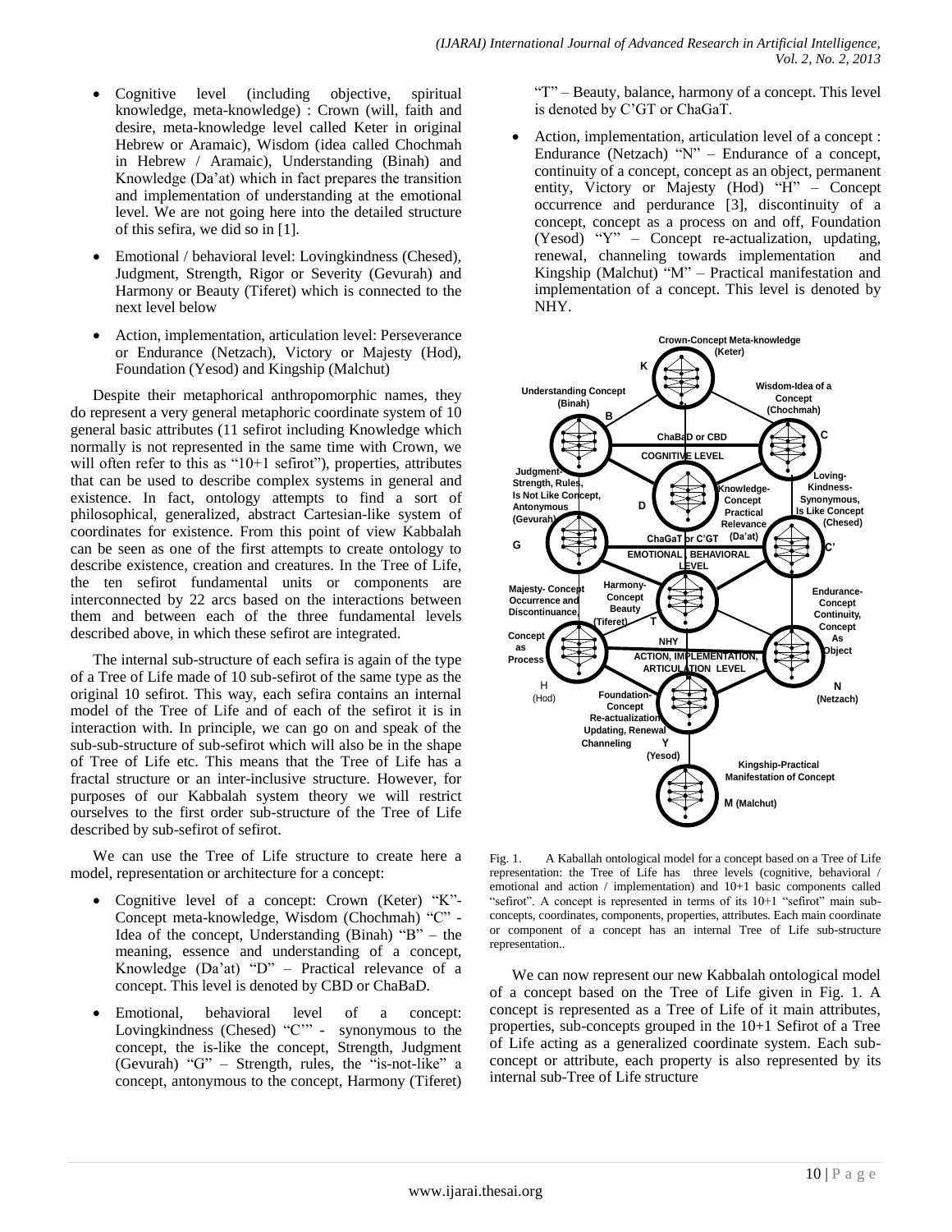- Cognitive level (including objective, spiritual knowledge, meta-knowledge) : Crown (will, faith and desire, meta-knowledge level called Keter in original Hebrew or Aramaic), Wisdom (idea called Chochmah in Hebrew / Aramaic), Understanding (Binah) and Knowledge (Da'at) which in fact prepares the transition and implementation of understanding at the emotional level. We are not going here into the detailed structure of this sefira, we did so in [1].
- Emotional / behavioral level: Lovingkindness (Chesed), Judgment, Strength, Rigor or Severity (Gevurah) and Harmony or Beauty (Tiferet) which is connected to the next level below
- Action, implementation, articulation level: Perseverance or Endurance (Netzach), Victory or Majesty (Hod), Foundation (Yesod) and Kingship (Malchut)

Despite their metaphorical anthropomorphic names, they do represent a very general metaphoric coordinate system of 10 general basic attributes (11 sefirot including Knowledge which normally is not represented in the same time with Crown, we will often refer to this as "10+1 sefirot"), properties, attributes that can be used to describe complex systems in general and existence. In fact, ontology attempts to find a sort of philosophical, generalized, abstract Cartesian-like system of coordinates for existence. From this point of view Kabbalah can be seen as one of the first attempts to create ontology to describe existence, creation and creatures. In the Tree of Life, the ten sefirot fundamental units or components are interconnected by 22 arcs based on the interactions between them and between each of the three fundamental levels described above, in which these sefirot are integrated.

The internal sub-structure of each sefira is again of the type of a Tree of Life made of 10 sub-sefirot of the same type as the original 10 sefirot. This way, each sefira contains an internal model of the Tree of Life and of each of the sefirot it is in interaction with. In principle, we can go on and speak of the sub-sub-structure of sub-sefirot which will also be in the shape of Tree of Life etc. This means that the Tree of Life has a fractal structure or an inter-inclusive structure. However, for purposes of our Kabbalah system theory we will restrict ourselves to the first order sub-structure of the Tree of Life described by sub-sefirot of sefirot.

We can use the Tree of Life structure to create here a model, representation or architecture for a concept:

- Cognitive level of a concept: Crown (Keter) "K"- Concept meta-knowledge, Wisdom (Chochmah) "C" - Idea of the concept, Understanding (Binah) "B" – the meaning, essence and understanding of a concept, Knowledge (Da'at) "D" – Practical relevance of a concept. This level is denoted by CBD or ChaBaD.
- Emotional, behavioral level of a concept: Lovingkindness (Chesed) "C'" - synonymous to the concept, the is-like the concept, Strength, Judgment (Gevurah) "G" – Strength, rules, the "is-not-like" a concept, antonymous to the concept, Harmony (Tiferet) "T" – Beauty, balance, harmony of a concept. This level is denoted by C'GT or ChaGaT.
- Action, implementation, articulation level of a concept : Endurance (Netzach) "N" – Endurance of a concept, continuity of a concept, concept as an object, permanent entity, Victory or Majesty (Hod) "H" – Concept occurrence and perdurance [3], discontinuity of a concept, concept as a process on and off, Foundation (Yesod) "Y" – Concept re-actualization, updating, renewal, channeling towards implementation and Kingship (Malchut) "M" – Practical manifestation and implementation of a concept. This level is denoted by NHY.

Fig. 1. A Kaballah ontological model for a concept based on a Tree of Life representation: the Tree of Life has three levels (cognitive, behavioral / emotional and action / implementation) and 10+1 basic components called "sefirot". A concept is represented in terms of its 10+1 "sefirot" main sub-concepts, coordinates, components, properties, attributes. Each main coordinate or component of a concept has an internal Tree of Life sub-structure representation..

We can now represent our new Kabbalah ontological model of a concept based on the Tree of Life given in Fig. 1. A concept is represented as a Tree of Life of it main attributes, properties, sub-concepts grouped in the 10+1 Sefirot of a Tree of Life acting as a generalized coordinate system. Each sub-concept or attribute, each property is also represented by its internal sub-Tree of Life structure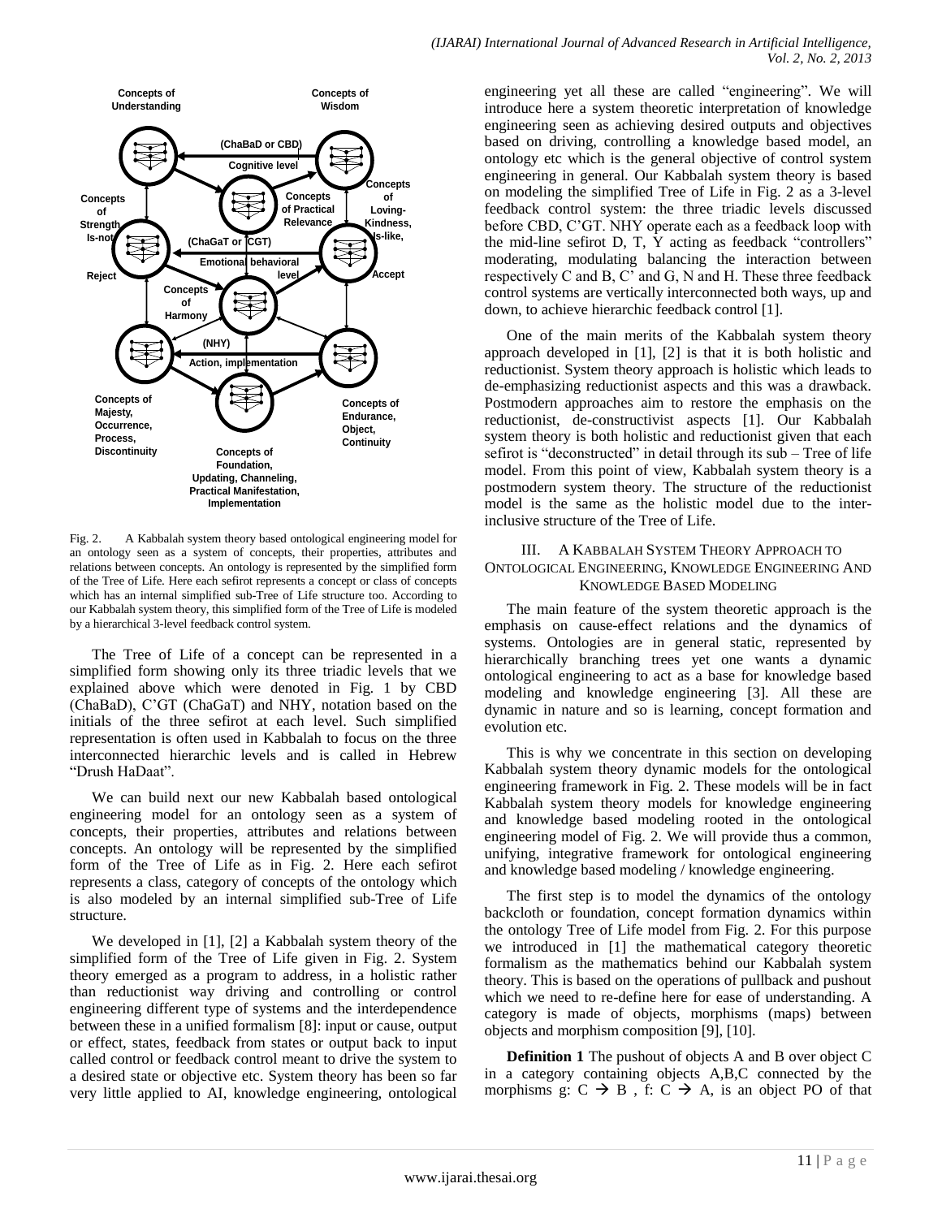Fig. 2. A Kabbalah system theory based ontological engineering model for an ontology seen as a system of concepts, their properties, attributes and relations between concepts. An ontology is represented by the simplified form of the Tree of Life. Here each sefirot represents a concept or class of concepts which has an internal simplified sub-Tree of Life structure too. According to our Kabbalah system theory, this simplified form of the Tree of Life is modeled by a hierarchical 3-level feedback control system.

The Tree of Life of a concept can be represented in a simplified form showing only its three triadic levels that we explained above which were denoted in Fig. 1 by CBD (ChaBaD), C'GT (ChaGaT) and NHY, notation based on the initials of the three sefirot at each level. Such simplified representation is often used in Kabbalah to focus on the three interconnected hierarchic levels and is called in Hebrew "Drush HaDaat".

We can build next our new Kabbalah based ontological engineering model for an ontology seen as a system of concepts, their properties, attributes and relations between concepts. An ontology will be represented by the simplified form of the Tree of Life as in Fig. 2. Here each sefirot represents a class, category of concepts of the ontology which is also modeled by an internal simplified sub-Tree of Life structure.

We developed in [1], [2] a Kabbalah system theory of the simplified form of the Tree of Life given in Fig. 2. System theory emerged as a program to address, in a holistic rather than reductionist way driving and controlling or control engineering different type of systems and the interdependence between these in a unified formalism [8]: input or cause, output or effect, states, feedback from states or output back to input called control or feedback control meant to drive the system to a desired state or objective etc. System theory has been so far very little applied to AI, knowledge engineering, ontological engineering yet all these are called "engineering". We will introduce here a system theoretic interpretation of knowledge engineering seen as achieving desired outputs and objectives based on driving, controlling a knowledge based model, an ontology etc which is the general objective of control system engineering in general. Our Kabbalah system theory is based on modeling the simplified Tree of Life in Fig. 2 as a 3-level feedback control system: the three triadic levels discussed before CBD, C'GT. NHY operate each as a feedback loop with the mid-line sefirot D, T, Y acting as feedback "controllers" moderating, modulating balancing the interaction between respectively C and B, C' and G, N and H. These three feedback control systems are vertically interconnected both ways, up and down, to achieve hierarchic feedback control [1].

One of the main merits of the Kabbalah system theory approach developed in [1], [2] is that it is both holistic and reductionist. System theory approach is holistic which leads to de-emphasizing reductionist aspects and this was a drawback. Postmodern approaches aim to restore the emphasis on the reductionist, de-constructivist aspects [1]. Our Kabbalah system theory is both holistic and reductionist given that each sefirot is "deconstructed" in detail through its sub – Tree of life model. From this point of view, Kabbalah system theory is a postmodern system theory. The structure of the reductionist model is the same as the holistic model due to the inter-inclusive structure of the Tree of Life.

## III. A Kabbalah System Theory Approach to Ontological Engineering, Knowledge Engineering And Knowledge Based Modeling

The main feature of the system theoretic approach is the emphasis on cause-effect relations and the dynamics of systems. Ontologies are in general static, represented by hierarchically branching trees yet one wants a dynamic ontological engineering to act as a base for knowledge based modeling and knowledge engineering [3]. All these are dynamic in nature and so is learning, concept formation and evolution etc.

This is why we concentrate in this section on developing Kabbalah system theory dynamic models for the ontological engineering framework in Fig. 2. These models will be in fact Kabbalah system theory models for knowledge engineering and knowledge based modeling rooted in the ontological engineering model of Fig. 2. We will provide thus a common, unifying, integrative framework for ontological engineering and knowledge based modeling / knowledge engineering.

The first step is to model the dynamics of the ontology backcloth or foundation, concept formation dynamics within the ontology Tree of Life model from Fig. 2. For this purpose we introduced in [1] the mathematical category theoretic formalism as the mathematics behind our Kabbalah system theory. This is based on the operations of pullback and pushout which we need to re-define here for ease of understanding. A category is made of objects, morphisms (maps) between objects and morphism composition [9], [10].

**Definition 1** The pushout of objects A and B over object C in a category containing objects A,B,C connected by the morphisms g: C → B , f: C → A, is an object PO of that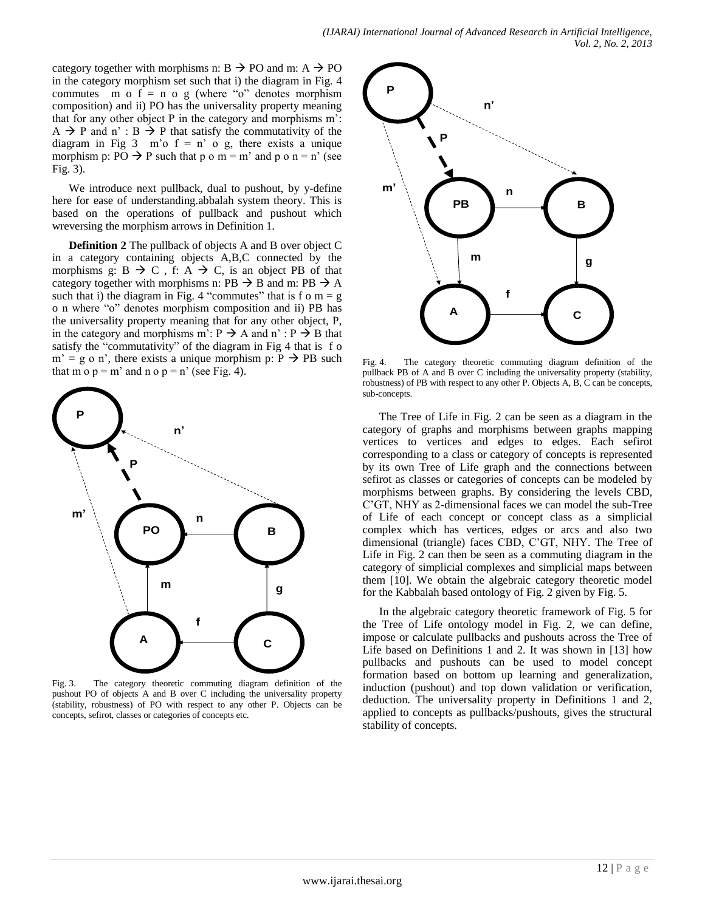category together with morphisms n: B → PO and m: A → PO in the category morphism set such that i) the diagram in Fig. 4 commutes m o f = n o g (where "o" denotes morphism composition) and ii) PO has the universality property meaning that for any other object P in the category and morphisms m': A → P and n' : B → P that satisfy the commutativity of the diagram in Fig 3 m'o f = n' o g, there exists a unique morphism p: PO → P such that p o m = m' and p o n = n' (see Fig. 3).

We introduce next pullback, dual to pushout, by y-define here for ease of understanding.abbalah system theory. This is based on the operations of pullback and pushout which wreversing the morphism arrows in Definition 1.

**Definition 2** The pullback of objects A and B over object C in a category containing objects A,B,C connected by the morphisms g: B → C , f: A → C, is an object PB of that category together with morphisms n: PB → B and m: PB → A such that i) the diagram in Fig. 4 "commutes" that is f o m = g o n where "o" denotes morphism composition and ii) PB has the universality property meaning that for any other object, P, in the category and morphisms m': P → A and n' : P → B that satisfy the "commutativity" of the diagram in Fig 4 that is f o m' = g o n', there exists a unique morphism p: P → PB such that m o p = m' and n o p = n' (see Fig. 4).

Fig. 3. The category theoretic commuting diagram definition of the pushout PO of objects A and B over C including the universality property (stability, robustness) of PO with respect to any other P. Objects can be concepts, sefirot, classes or categories of concepts etc.

Fig. 4. The category theoretic commuting diagram definition of the pullback PB of A and B over C including the universality property (stability, robustness) of PB with respect to any other P. Objects A, B, C can be concepts, sub-concepts.

The Tree of Life in Fig. 2 can be seen as a diagram in the category of graphs and morphisms between graphs mapping vertices to vertices and edges to edges. Each sefirot corresponding to a class or category of concepts is represented by its own Tree of Life graph and the connections between sefirot as classes or categories of concepts can be modeled by morphisms between graphs. By considering the levels CBD, C'GT, NHY as 2-dimensional faces we can model the sub-Tree of Life of each concept or concept class as a simplicial complex which has vertices, edges or arcs and also two dimensional (triangle) faces CBD, C'GT, NHY. The Tree of Life in Fig. 2 can then be seen as a commuting diagram in the category of simplicial complexes and simplicial maps between them [10]. We obtain the algebraic category theoretic model for the Kabbalah based ontology of Fig. 2 given by Fig. 5.

In the algebraic category theoretic framework of Fig. 5 for the Tree of Life ontology model in Fig. 2, we can define, impose or calculate pullbacks and pushouts across the Tree of Life based on Definitions 1 and 2. It was shown in [13] how pullbacks and pushouts can be used to model concept formation based on bottom up learning and generalization, induction (pushout) and top down validation or verification, deduction. The universality property in Definitions 1 and 2, applied to concepts as pullbacks/pushouts, gives the structural stability of concepts.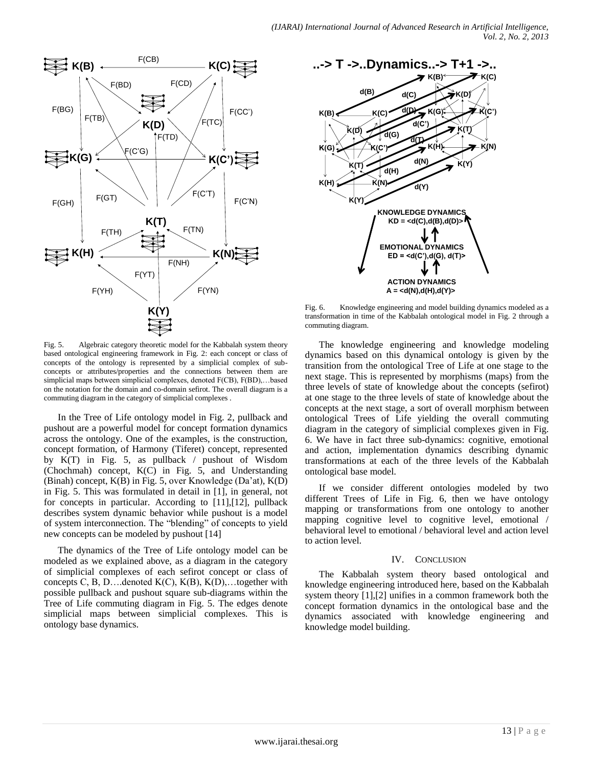Fig. 5. Algebraic category theoretic model for the Kabbalah system theory based ontological engineering framework in Fig. 2: each concept or class of concepts of the ontology is represented by a simplicial complex of sub-concepts or attributes/properties and the connections between them are simplicial maps between simplicial complexes, denoted F(CB), F(BD),…based on the notation for the domain and co-domain sefirot. The overall diagram is a commuting diagram in the category of simplicial complexes .

In the Tree of Life ontology model in Fig. 2, pullback and pushout are a powerful model for concept formation dynamics across the ontology. One of the examples, is the construction, concept formation, of Harmony (Tiferet) concept, represented by K(T) in Fig. 5, as pullback / pushout of Wisdom (Chochmah) concept, K(C) in Fig. 5, and Understanding (Binah) concept, K(B) in Fig. 5, over Knowledge (Da'at), K(D) in Fig. 5. This was formulated in detail in [1], in general, not for concepts in particular. According to [11],[12], pullback describes system dynamic behavior while pushout is a model of system interconnection. The "blending" of concepts to yield new concepts can be modeled by pushout [14]

The dynamics of the Tree of Life ontology model can be modeled as we explained above, as a diagram in the category of simplicial complexes of each sefirot concept or class of concepts C, B, D….denoted K(C), K(B), K(D),…together with possible pullback and pushout square sub-diagrams within the Tree of Life commuting diagram in Fig. 5. The edges denote simplicial maps between simplicial complexes. This is ontology base dynamics.

Fig. 6. Knowledge engineering and model building dynamics modeled as a transformation in time of the Kabbalah ontological model in Fig. 2 through a commuting diagram.

The knowledge engineering and knowledge modeling dynamics based on this dynamical ontology is given by the transition from the ontological Tree of Life at one stage to the next stage. This is represented by morphisms (maps) from the three levels of state of knowledge about the concepts (sefirot) at one stage to the three levels of state of knowledge about the concepts at the next stage, a sort of overall morphism between ontological Trees of Life yielding the overall commuting diagram in the category of simplicial complexes given in Fig. 6. We have in fact three sub-dynamics: cognitive, emotional and action, implementation dynamics describing dynamic transformations at each of the three levels of the Kabbalah ontological base model.

If we consider different ontologies modeled by two different Trees of Life in Fig. 6, then we have ontology mapping or transformations from one ontology to another mapping cognitive level to cognitive level, emotional / behavioral level to emotional / behavioral level and action level to action level.

## IV. Conclusion

The Kabbalah system theory based ontological and knowledge engineering introduced here, based on the Kabbalah system theory [1],[2] unifies in a common framework both the concept formation dynamics in the ontological base and the dynamics associated with knowledge engineering and knowledge model building.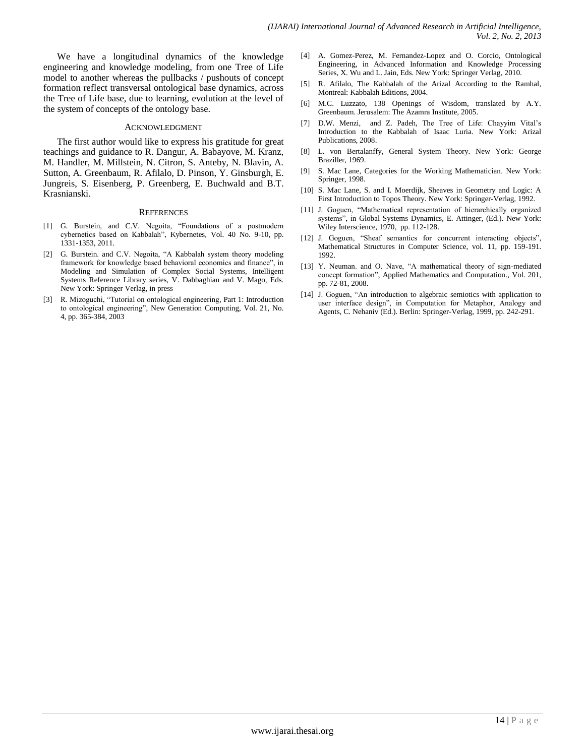We have a longitudinal dynamics of the knowledge engineering and knowledge modeling, from one Tree of Life model to another whereas the pullbacks / pushouts of concept formation reflect transversal ontological base dynamics, across the Tree of Life base, due to learning, evolution at the level of the system of concepts of the ontology base.

## Acknowledgment

The first author would like to express his gratitude for great teachings and guidance to R. Dangur, A. Babayove, M. Kranz, M. Handler, M. Millstein, N. Citron, S. Anteby, N. Blavin, A. Sutton, A. Greenbaum, R. Afilalo, D. Pinson, Y. Ginsburgh, E. Jungreis, S. Eisenberg, P. Greenberg, E. Buchwald and B.T. Krasnianski.

## References

[1] G. Burstein, and C.V. Negoita, "Foundations of a postmodern cybernetics based on Kabbalah", Kybernetes, Vol. 40 No. 9-10, pp. 1331-1353, 2011.

[2] G. Burstein. and C.V. Negoita, "A Kabbalah system theory modeling framework for knowledge based behavioral economics and finance", in Modeling and Simulation of Complex Social Systems, Intelligent Systems Reference Library series, V. Dabbaghian and V. Mago, Eds. New York: Springer Verlag, in press

[3] R. Mizoguchi, "Tutorial on ontological engineering, Part 1: Introduction to ontological engineering", New Generation Computing, Vol. 21, No. 4, pp. 365-384, 2003

[4] A. Gomez-Perez, M. Fernandez-Lopez and O. Corcio, Ontological Engineering, in Advanced Information and Knowledge Processing Series, X. Wu and L. Jain, Eds. New York: Springer Verlag, 2010.

[5] R. Afilalo, The Kabbalah of the Arizal According to the Ramhal, Montreal: Kabbalah Editions, 2004.

[6] M.C. Luzzato, 138 Openings of Wisdom, translated by A.Y. Greenbaum. Jerusalem: The Azamra Institute, 2005.

[7] D.W. Menzi, and Z. Padeh, The Tree of Life: Chayyim Vital's Introduction to the Kabbalah of Isaac Luria. New York: Arizal Publications, 2008.

[8] L. von Bertalanffy, General System Theory. New York: George Braziller, 1969.

[9] S. Mac Lane, Categories for the Working Mathematician. New York: Springer, 1998.

[10] S. Mac Lane, S. and I. Moerdijk, Sheaves in Geometry and Logic: A First Introduction to Topos Theory. New York: Springer-Verlag, 1992.

[11] J. Goguen, "Mathematical representation of hierarchically organized systems", in Global Systems Dynamics, E. Attinger, (Ed.). New York: Wiley Interscience, 1970, pp. 112-128.

[12] J. Goguen, "Sheaf semantics for concurrent interacting objects", Mathematical Structures in Computer Science, vol. 11, pp. 159-191. 1992.

[13] Y. Neuman. and O. Nave, "A mathematical theory of sign-mediated concept formation", Applied Mathematics and Computation., Vol. 201, pp. 72-81, 2008.

[14] J. Goguen, "An introduction to algebraic semiotics with application to user interface design", in Computation for Metaphor, Analogy and Agents, C. Nehaniv (Ed.). Berlin: Springer-Verlag, 1999, pp. 242-291.